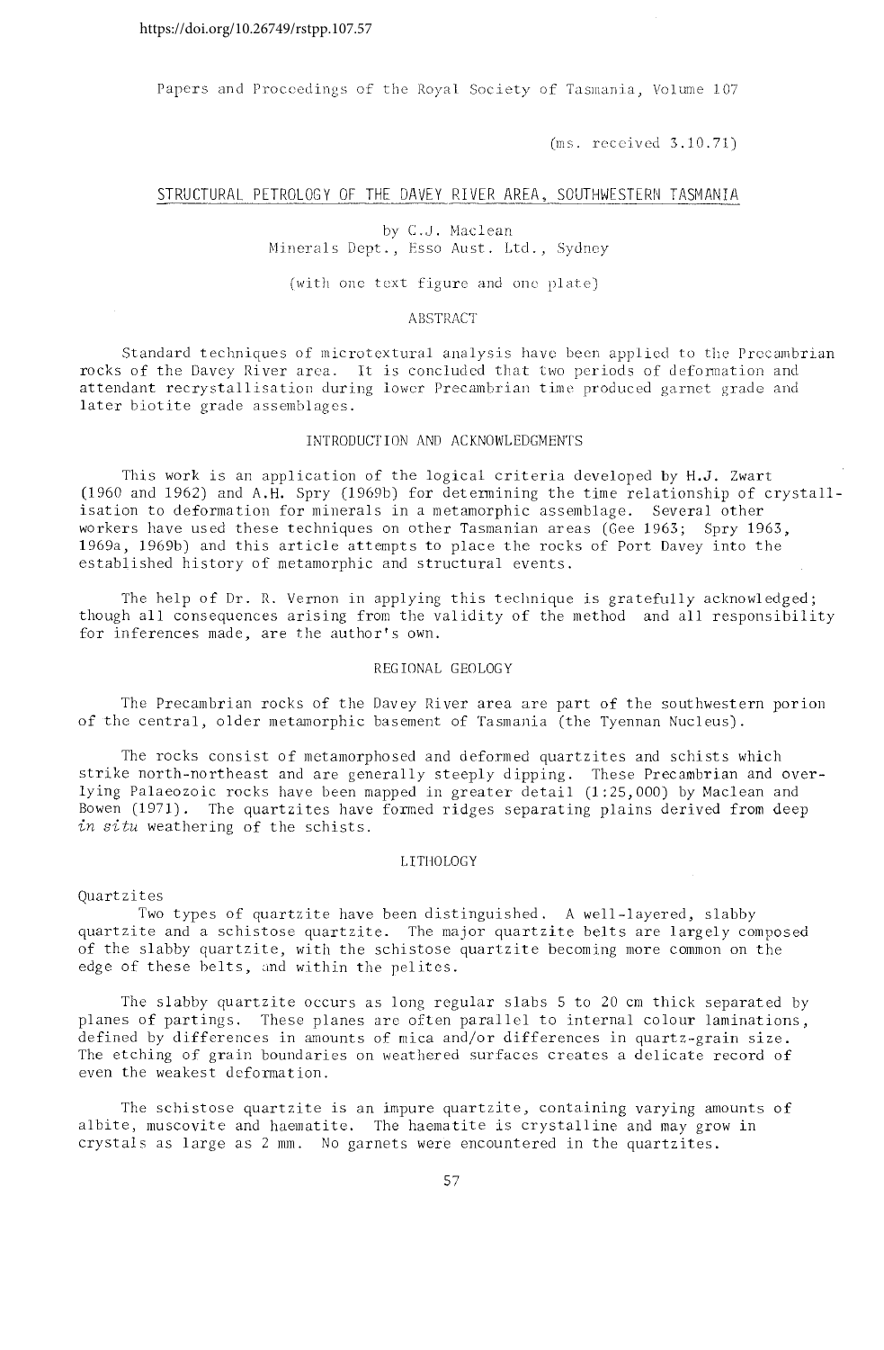https://doi.org/10.26749/rstpp.107.57

Papers and Proceedings of the Royal Society of Tasmania, Volume 107

(ms. received 3.10.71)

# STRUCTURAL PETROLOGY OF THE DAVEY RIVER AREA, SOUTHWESTERN TASMANIA

by C.J. Maclean
Minerals Dept., Esso Aust. Ltd., Sydney

(with one text figure and one plate)

## ABSTRACT

Standard techniques of microtextural analysis have been applied to the Precambrian rocks of the Davey River area. It is concluded that two periods of deformation and attendant recrystallisation during lower Precambrian time produced garnet grade and later biotite grade assemblages.

## INTRODUCTION AND ACKNOWLEDGMENTS

This work is an application of the logical criteria developed by H.J. Zwart (1960 and 1962) and A.H. Spry (1969b) for determining the time relationship of crystallisation to deformation for minerals in a metamorphic assemblage. Several other workers have used these techniques on other Tasmanian areas (Gee 1963; Spry 1963, 1969a, 1969b) and this article attempts to place the rocks of Port Davey into the established history of metamorphic and structural events.

The help of Dr. R. Vernon in applying this technique is gratefully acknowledged; though all consequences arising from the validity of the method and all responsibility for inferences made, are the author's own.

## REGIONAL GEOLOGY

The Precambrian rocks of the Davey River area are part of the southwestern porion of the central, older metamorphic basement of Tasmania (the Tyennan Nucleus).

The rocks consist of metamorphosed and deformed quartzites and schists which strike north-northeast and are generally steeply dipping. These Precambrian and overlying Palaeozoic rocks have been mapped in greater detail (1:25,000) by Maclean and Bowen (1971). The quartzites have formed ridges separating plains derived from deep *in situ* weathering of the schists.

## LITHOLOGY

### Quartzites

Two types of quartzite have been distinguished. A well-layered, slabby quartzite and a schistose quartzite. The major quartzite belts are largely composed of the slabby quartzite, with the schistose quartzite becoming more common on the edge of these belts, and within the pelites.

The slabby quartzite occurs as long regular slabs 5 to 20 cm thick separated by planes of partings. These planes are often parallel to internal colour laminations, defined by differences in amounts of mica and/or differences in quartz-grain size. The etching of grain boundaries on weathered surfaces creates a delicate record of even the weakest deformation.

The schistose quartzite is an impure quartzite, containing varying amounts of albite, muscovite and haematite. The haematite is crystalline and may grow in crystals as large as 2 mm. No garnets were encountered in the quartzites.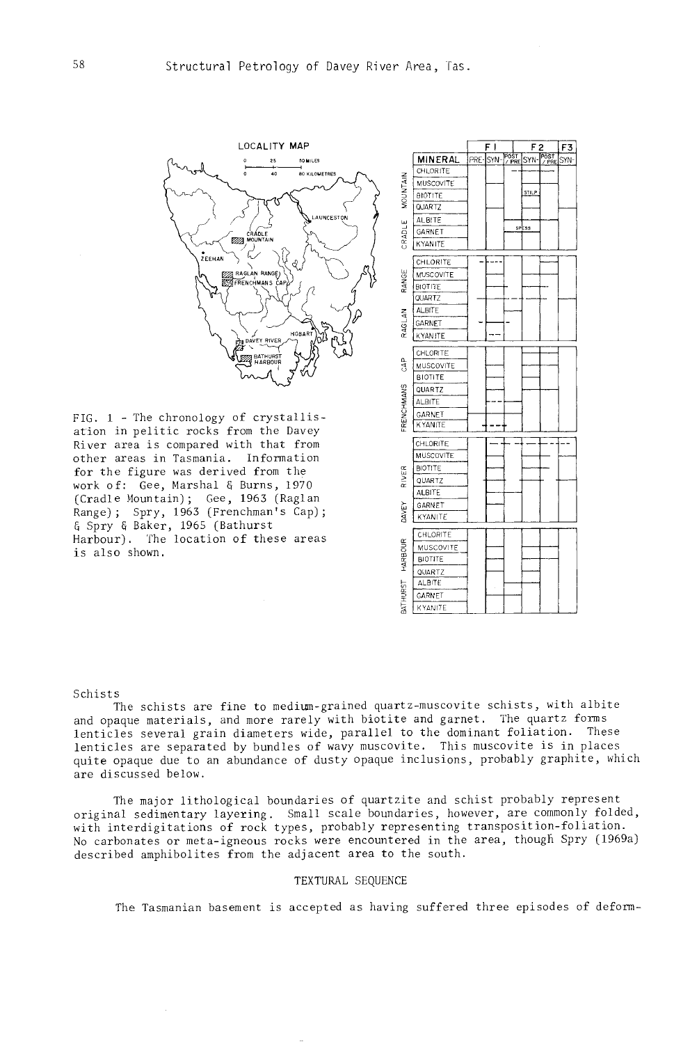FIG. 1 - The chronology of crystallisation in pelitic rocks from the Davey River area is compared with that from other areas in Tasmania. Information for the figure was derived from the work of: Gee, Marshal & Burns, 1970 (Cradle Mountain); Gee, 1963 (Raglan Range); Spry, 1963 (Frenchman's Cap); & Spry & Baker, 1965 (Bathurst Harbour). The location of these areas is also shown.

Schists

The schists are fine to medium-grained quartz-muscovite schists, with albite and opaque materials, and more rarely with biotite and garnet. The quartz forms lenticles several grain diameters wide, parallel to the dominant foliation. These lenticles are separated by bundles of wavy muscovite. This muscovite is in places quite opaque due to an abundance of dusty opaque inclusions, probably graphite, which are discussed below.

The major lithological boundaries of quartzite and schist probably represent original sedimentary layering. Small scale boundaries, however, are commonly folded, with interdigitations of rock types, probably representing transposition-foliation. No carbonates or meta-igneous rocks were encountered in the area, though Spry (1969a) described amphibolites from the adjacent area to the south.

## TEXTURAL SEQUENCE

The Tasmanian basement is accepted as having suffered three episodes of deform-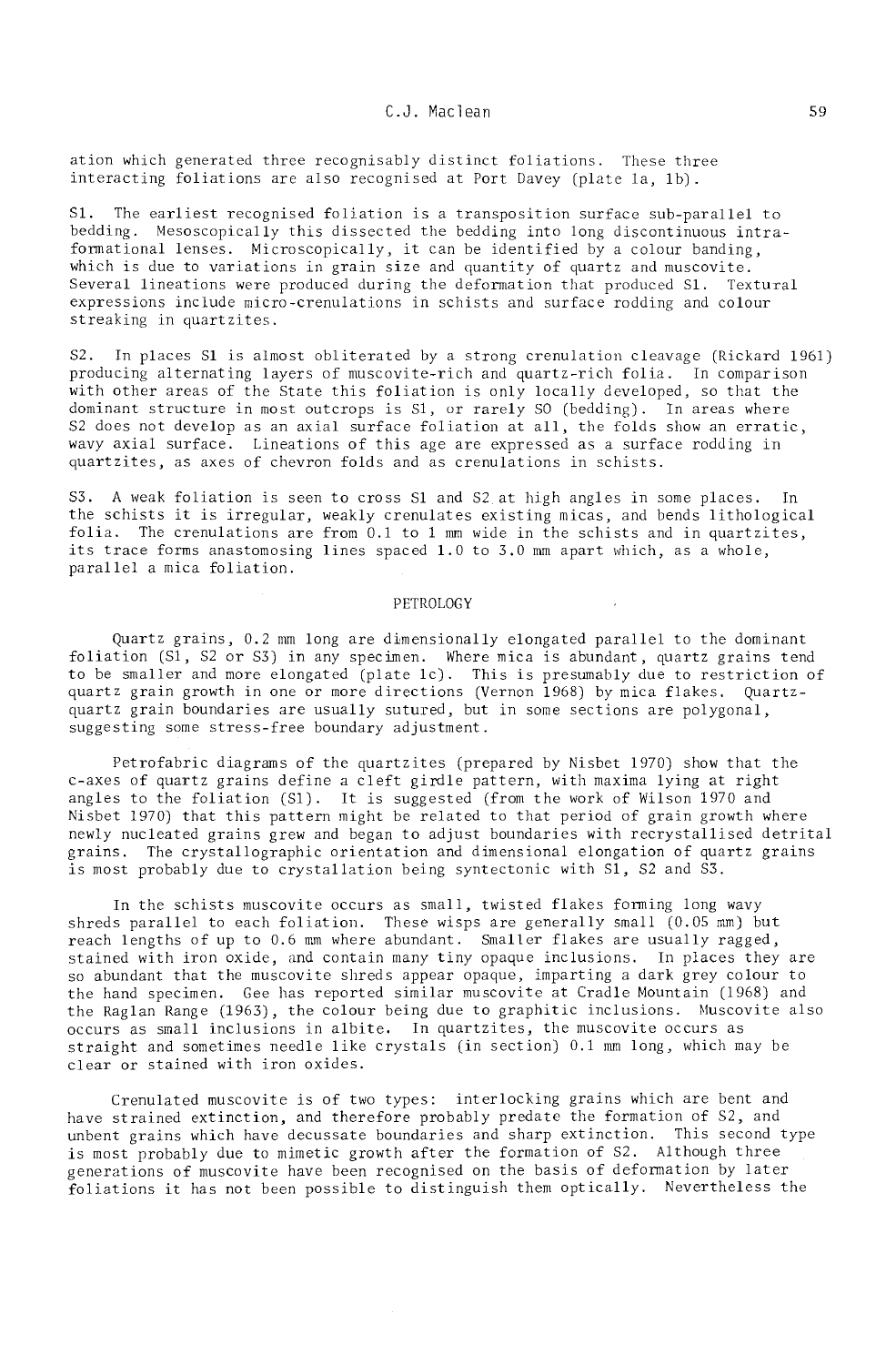ation which generated three recognisably distinct foliations. These three interacting foliations are also recognised at Port Davey (plate 1a, 1b).

S1. The earliest recognised foliation is a transposition surface sub-parallel to bedding. Mesoscopically this dissected the bedding into long discontinuous intraformational lenses. Microscopically, it can be identified by a colour banding, which is due to variations in grain size and quantity of quartz and muscovite. Several lineations were produced during the deformation that produced S1. Textural expressions include micro-crenulations in schists and surface rodding and colour streaking in quartzites.

S2. In places S1 is almost obliterated by a strong crenulation cleavage (Rickard 1961) producing alternating layers of muscovite-rich and quartz-rich folia. In comparison with other areas of the State this foliation is only locally developed, so that the dominant structure in most outcrops is S1, or rarely S0 (bedding). In areas where S2 does not develop as an axial surface foliation at all, the folds show an erratic, wavy axial surface. Lineations of this age are expressed as a surface rodding in quartzites, as axes of chevron folds and as crenulations in schists.

S3. A weak foliation is seen to cross S1 and S2 at high angles in some places. In the schists it is irregular, weakly crenulates existing micas, and bends lithological folia. The crenulations are from 0.1 to 1 mm wide in the schists and in quartzites, its trace forms anastomosing lines spaced 1.0 to 3.0 mm apart which, as a whole, parallel a mica foliation.

## PETROLOGY

Quartz grains, 0.2 mm long are dimensionally elongated parallel to the dominant foliation (S1, S2 or S3) in any specimen. Where mica is abundant, quartz grains tend to be smaller and more elongated (plate 1c). This is presumably due to restriction of quartz grain growth in one or more directions (Vernon 1968) by mica flakes. Quartz-quartz grain boundaries are usually sutured, but in some sections are polygonal, suggesting some stress-free boundary adjustment.

Petrofabric diagrams of the quartzites (prepared by Nisbet 1970) show that the c-axes of quartz grains define a cleft girdle pattern, with maxima lying at right angles to the foliation (S1). It is suggested (from the work of Wilson 1970 and Nisbet 1970) that this pattern might be related to that period of grain growth where newly nucleated grains grew and began to adjust boundaries with recrystallised detrital grains. The crystallographic orientation and dimensional elongation of quartz grains is most probably due to crystallation being syntectonic with S1, S2 and S3.

In the schists muscovite occurs as small, twisted flakes forming long wavy shreds parallel to each foliation. These wisps are generally small (0.05 mm) but reach lengths of up to 0.6 mm where abundant. Smaller flakes are usually ragged, stained with iron oxide, and contain many tiny opaque inclusions. In places they are so abundant that the muscovite shreds appear opaque, imparting a dark grey colour to the hand specimen. Gee has reported similar muscovite at Cradle Mountain (1968) and the Raglan Range (1963), the colour being due to graphitic inclusions. Muscovite also occurs as small inclusions in albite. In quartzites, the muscovite occurs as straight and sometimes needle like crystals (in section) 0.1 mm long, which may be clear or stained with iron oxides.

Crenulated muscovite is of two types: interlocking grains which are bent and have strained extinction, and therefore probably predate the formation of S2, and unbent grains which have decussate boundaries and sharp extinction. This second type is most probably due to mimetic growth after the formation of S2. Although three generations of muscovite have been recognised on the basis of deformation by later foliations it has not been possible to distinguish them optically. Nevertheless the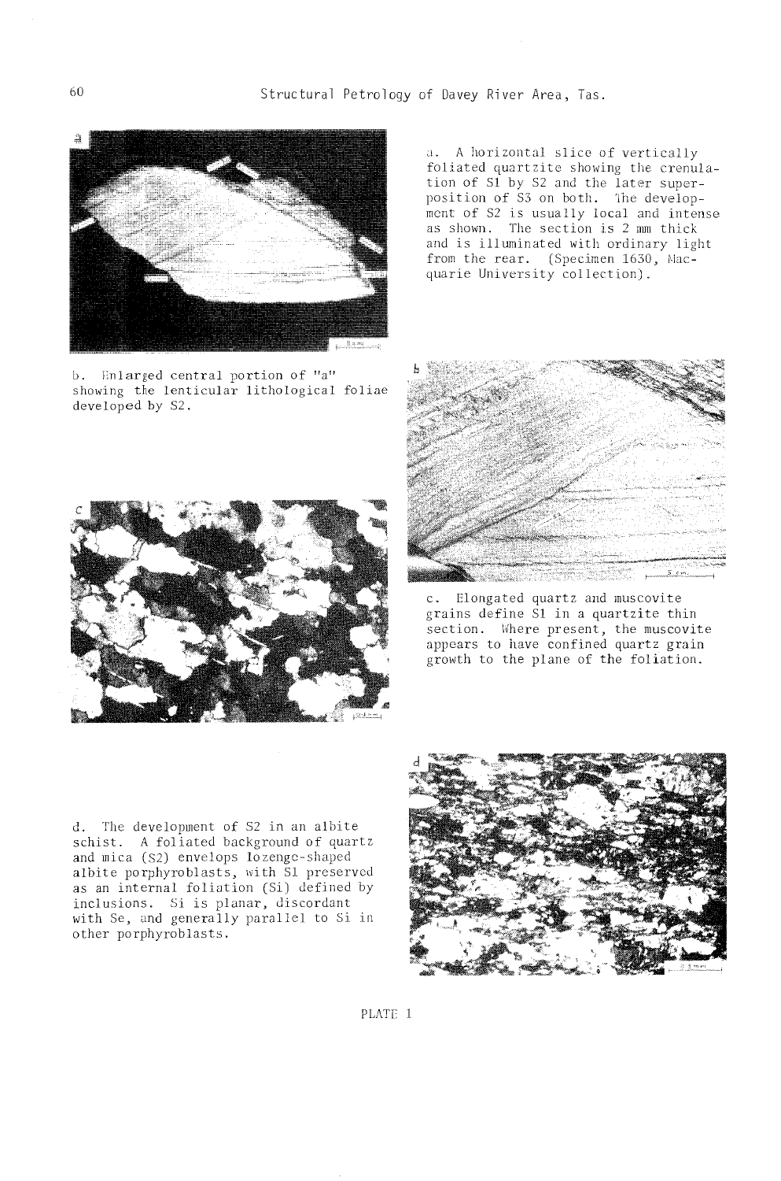a. A horizontal slice of vertically foliated quartzite showing the crenulation of S1 by S2 and the later superposition of S3 on both. The development of S2 is usually local and intense as shown. The section is 2 mm thick and is illuminated with ordinary light from the rear. (Specimen 1630, Macquarie University collection).

b. Enlarged central portion of "a" showing the lenticular lithological foliae developed by S2.

c. Elongated quartz and muscovite grains define S1 in a quartzite thin section. Where present, the muscovite appears to have confined quartz grain growth to the plane of the foliation.

d. The development of S2 in an albite schist. A foliated background of quartz and mica (S2) envelops lozenge-shaped albite porphyroblasts, with S1 preserved as an internal foliation (Si) defined by inclusions. Si is planar, discordant with Se, and generally parallel to Si in other porphyroblasts.

PLATE 1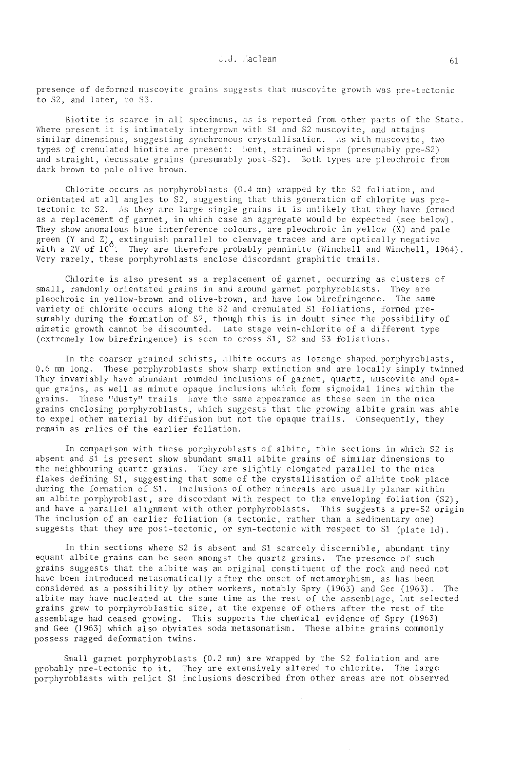presence of deformed muscovite grains suggests that muscovite growth was pre-tectonic to S2, and later, to S3.

Biotite is scarce in all specimens, as is reported from other parts of the State. Where present it is intimately intergrown with S1 and S2 muscovite, and attains similar dimensions, suggesting synchronous crystallisation. As with muscovite, two types of crenulated biotite are present: bent, strained wisps (presumably pre-S2) and straight, decussate grains (presumably post-S2). Both types are pleochroic from dark brown to pale olive brown.

Chlorite occurs as porphyroblasts (0.4 mm) wrapped by the S2 foliation, and orientated at all angles to S2, suggesting that this generation of chlorite was pre-tectonic to S2. As they are large single grains it is unlikely that they have formed as a replacement of garnet, in which case an aggregate would be expected (see below). They show anomalous blue interference colours, are pleochroic in yellow (X) and pale green (Y and Z), extinguish parallel to cleavage traces and are optically negative with a 2V of $10^{\circ}$. They are therefore probably penninite (Winchell and Winchell, 1964). Very rarely, these porphyroblasts enclose discordant graphitic trails.

Chlorite is also present as a replacement of garnet, occurring as clusters of small, randomly orientated grains in and around garnet porphyroblasts. They are pleochroic in yellow-brown and olive-brown, and have low birefringence. The same variety of chlorite occurs along the S2 and crenulated S1 foliations, formed presumably during the formation of S2, though this is in doubt since the possibility of mimetic growth cannot be discounted. Late stage vein-chlorite of a different type (extremely low birefringence) is seen to cross S1, S2 and S3 foliations.

In the coarser grained schists, albite occurs as lozenge shaped porphyroblasts, 0.6 mm long. These porphyroblasts show sharp extinction and are locally simply twinned They invariably have abundant rounded inclusions of garnet, quartz, muscovite and opaque grains, as well as minute opaque inclusions which form sigmoidal lines within the grains. These "dusty" trails have the same appearance as those seen in the mica grains enclosing porphyroblasts, which suggests that the growing albite grain was able to expel other material by diffusion but not the opaque trails. Consequently, they remain as relics of the earlier foliation.

In comparison with these porphyroblasts of albite, thin sections in which S2 is absent and S1 is present show abundant small albite grains of similar dimensions to the neighbouring quartz grains. They are slightly elongated parallel to the mica flakes defining S1, suggesting that some of the crystallisation of albite took place during the formation of S1. Inclusions of other minerals are usually planar within an albite porphyroblast, are discordant with respect to the enveloping foliation (S2), and have a parallel alignment with other porphyroblasts. This suggests a pre-S2 origin The inclusion of an earlier foliation (a tectonic, rather than a sedimentary one) suggests that they are post-tectonic, or syn-tectonic with respect to S1 (plate 1d).

In thin sections where S2 is absent and S1 scarcely discernible, abundant tiny equant albite grains can be seen amongst the quartz grains. The presence of such grains suggests that the albite was an original constituent of the rock and need not have been introduced metasomatically after the onset of metamorphism, as has been considered as a possibility by other workers, notably Spry (1963) and Gee (1963). The albite may have nucleated at the same time as the rest of the assemblage, but selected grains grew to porphyroblastic size, at the expense of others after the rest of the assemblage had ceased growing. This supports the chemical evidence of Spry (1963) and Gee (1963) which also obviates soda metasomatism. These albite grains commonly possess ragged deformation twins.

Small garnet porphyroblasts (0.2 mm) are wrapped by the S2 foliation and are probably pre-tectonic to it. They are extensively altered to chlorite. The large porphyroblasts with relict S1 inclusions described from other areas are not observed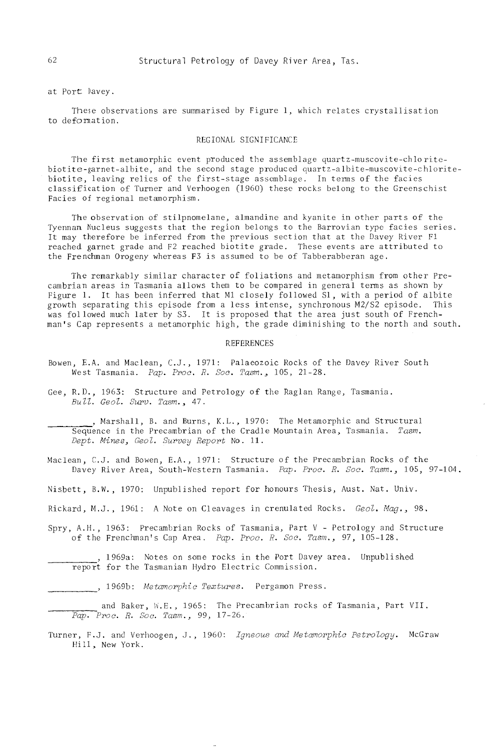at Port Davey.

These observations are summarised by Figure 1, which relates crystallisation to deformation.

## REGIONAL SIGNIFICANCE

The first metamorphic event produced the assemblage quartz-muscovite-chlorite-biotite-garnet-albite, and the second stage produced quartz-albite-muscovite-chlorite-biotite, leaving relics of the first-stage assemblage. In terms of the facies classification of Turner and Verhoogen (1960) these rocks belong to the Greenschist Facies of regional metamorphism.

The observation of stilpnomelane, almandine and kyanite in other parts of the Tyennan Nucleus suggests that the region belongs to the Barrovian type facies series. It may therefore be inferred from the previous section that at the Davey River F1 reached garnet grade and F2 reached biotite grade. These events are attributed to the Frenchman Orogeny whereas F3 is assumed to be of Tabberabberan age.

The remarkably similar character of foliations and metamorphism from other Precambrian areas in Tasmania allows them to be compared in general terms as shown by Figure 1. It has been inferred that M1 closely followed S1, with a period of albite growth separating this episode from a less intense, synchronous M2/S2 episode. This was followed much later by S3. It is proposed that the area just south of Frenchman's Cap represents a metamorphic high, the grade diminishing to the north and south.

## REFERENCES

Bowen, E.A. and Maclean, C.J., 1971: Palaeozoic Rocks of the Davey River South West Tasmania. *Pap. Proc. R. Soc. Tasm.*, 105, 21-28.

Gee, R.D., 1963: Structure and Petrology of the Raglan Range, Tasmania. *Bull. Geol. Surv. Tasm.*, 47.

\_\_\_\_\_\_\_\_, Marshall, B. and Burns, K.L., 1970: The Metamorphic and Structural Sequence in the Precambrian of the Cradle Mountain Area, Tasmania. *Tasm. Dept. Mines, Geol. Survey Report* No. 11.

Maclean, C.J. and Bowen, E.A., 1971: Structure of the Precambrian Rocks of the Davey River Area, South-Western Tasmania. *Pap. Proc. R. Soc. Tasm.*, 105, 97-104.

Nisbett, B.W., 1970: Unpublished report for honours Thesis, Aust. Nat. Univ.

Rickard, M.J., 1961: A Note on Cleavages in crenulated Rocks. *Geol. Mag.*, 98.

Spry, A.H., 1963: Precambrian Rocks of Tasmania, Part V - Petrology and Structure of the Frenchman's Cap Area. *Pap. Proc. R. Soc. Tasm.*, 97, 105-128.

\_\_\_\_\_\_\_\_, 1969a: Notes on some rocks in the Port Davey area. Unpublished report for the Tasmanian Hydro Electric Commission.

\_\_\_\_\_\_\_\_, 1969b: *Metamorphic Textures*. Pergamon Press.

\_\_\_\_\_\_\_\_ and Baker, W.E., 1965: The Precambrian rocks of Tasmania, Part VII. *Pap. Proc. R. Soc. Tasm.*, 99, 17-26.

Turner, F.J. and Verhoogen, J., 1960: *Igneous and Metamorphic Petrology*. McGraw Hill, New York.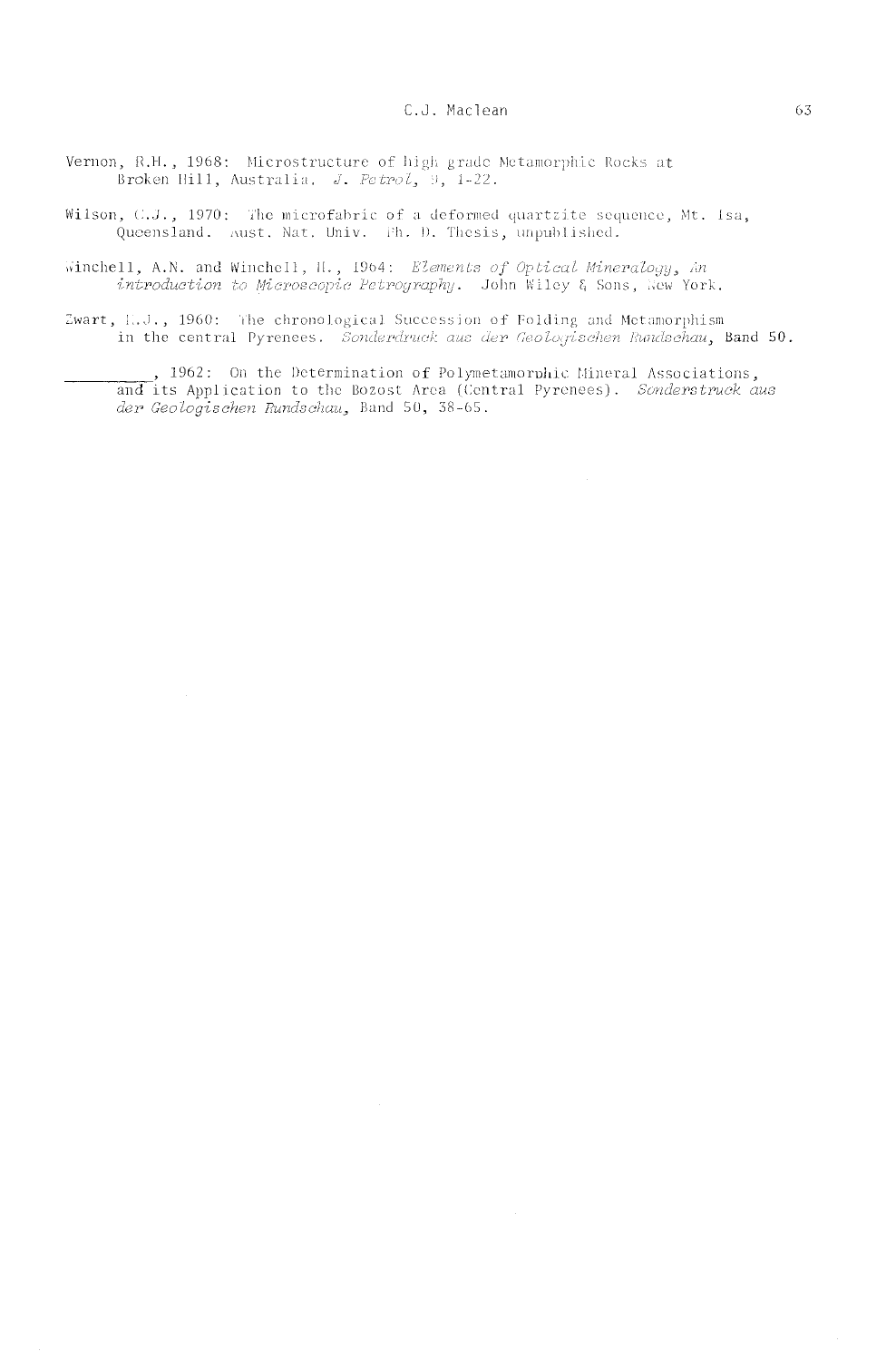Vernon, R.H., 1968: Microstructure of high grade Metamorphic Rocks at Broken Hill, Australia. *J. Petrol*, 9, 1-22.

Wilson, C.J., 1970: The microfabric of a deformed quartzite sequence, Mt. Isa, Queensland. Aust. Nat. Univ. Ph. D. Thesis, unpublished.

Winchell, A.N. and Winchell, H., 1964: *Elements of Optical Mineralogy, An introduction to Microscopic Petrography*. John Wiley & Sons, New York.

Zwart, H.J., 1960: The chronological Succession of Folding and Metamorphism in the central Pyrenees. *Sonderdruck aus der Geologischen Rundschau*, Band 50.

\_\_\_\_\_\_\_\_\_, 1962: On the Determination of Polymetamorphic Mineral Associations, and its Application to the Bozost Area (Central Pyrenees). *Sonderstruck aus der Geologischen Rundschau*, Band 50, 38-65.